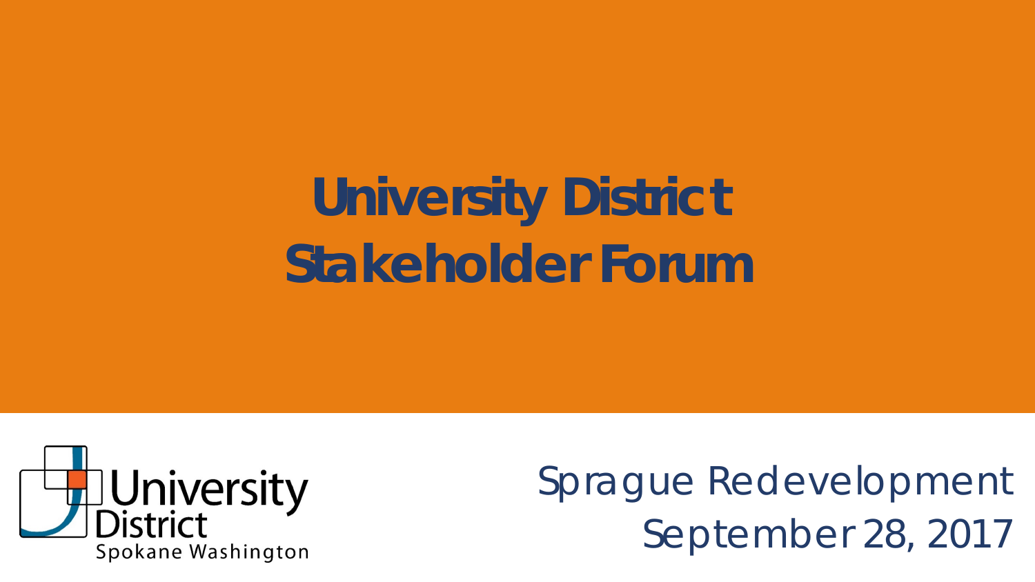# University District Stakeholder Forum

University District
Spokane Washington

Sprague Redevelopment
September 28, 2017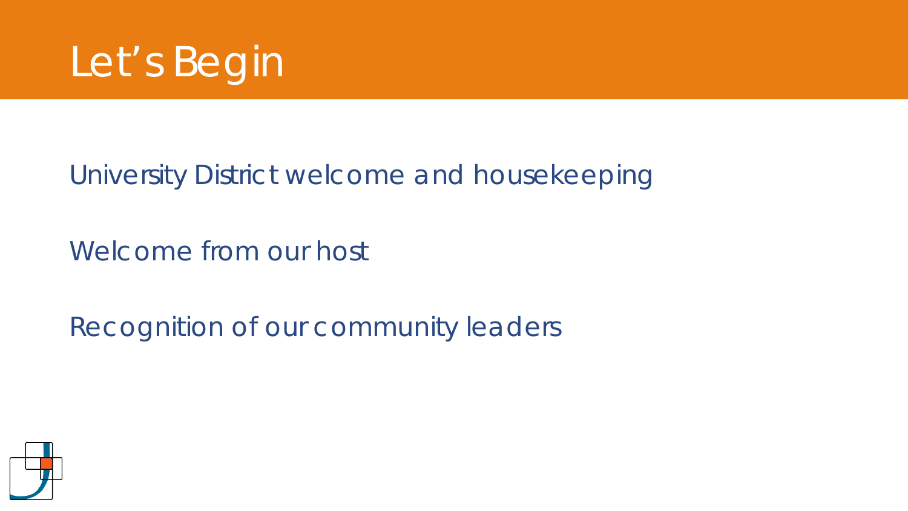# Let's Begin

University District welcome and housekeeping

Welcome from our host

Recognition of our community leaders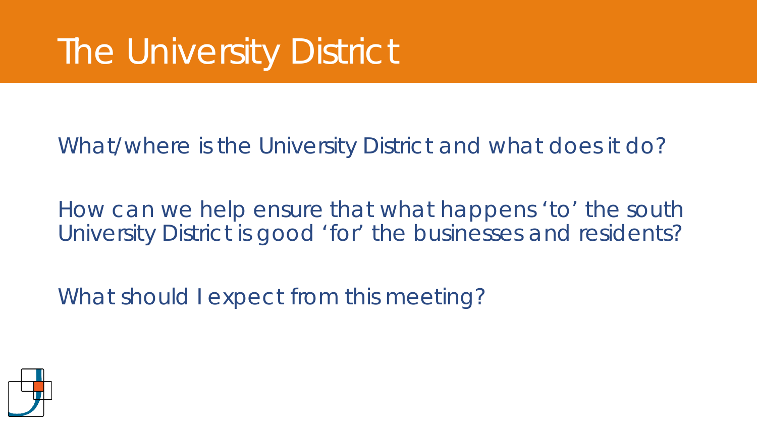# The University District

What/where is the University District and what does it do?

How can we help ensure that what happens 'to' the south University District is good 'for' the businesses and residents?

What should I expect from this meeting?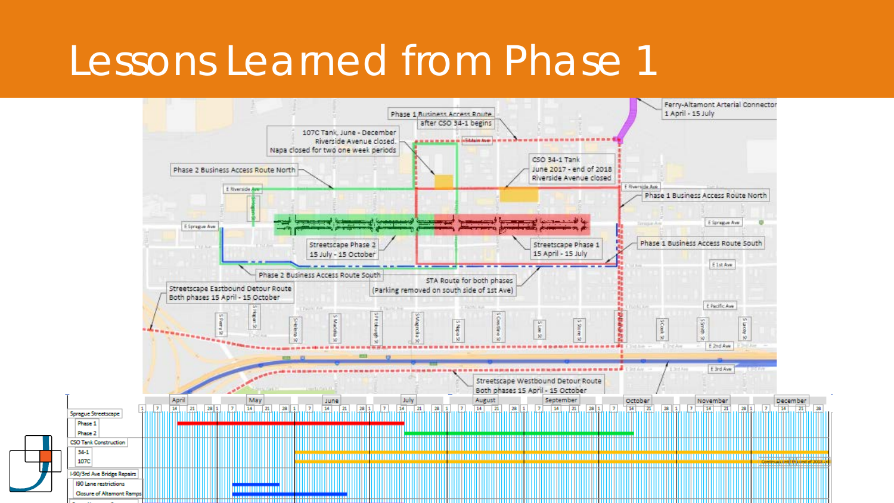# Lessons Learned from Phase 1

Ferry-Altamont Arterial Connector
1 April - 15 July

Phase 1 Business Access Route
after CSO 34-1 begins

107C Tank, June - December
Riverside Avenue closed.
Napa closed for two one week periods

Phase 2 Business Access Route North

CSO 34-1 Tank
June 2017 - end of 2018
Riverside Avenue closed

Phase 1 Business Access Route North

Phase 1 Business Access Route South

Streetscape Phase 2
15 July - 15 October

Streetscape Phase 1
15 April - 15 July

Phase 2 Business Access Route South

STA Route for both phases
(Parking removed on south side of 1st Ave)

Streetscape Eastbound Detour Route
Both phases 15 April - 15 October

Streetscape Westbound Detour Route
Both phases 15 April - 15 October

| | April | May | June | July | August | September | October | November | December |
|---|---|---|---|---|---|---|---|---|---|
| Sprague Streetscape | | | | | | | | | |
| Phase 1 | | | | | | | | | |
| Phase 2 | | | | | | | | | |
| CSO Tank Construction | | | | | | | | | |
| 34-1 | | | | | | | | | |
| 107C | | | | | | | | | |
| I-90/3rd Ave Bridge Repairs | | | | | | | | | |
| I90 Lane restrictions | | | | | | | | | |
| Closure of Altamont Ramps | | | | | | | | | |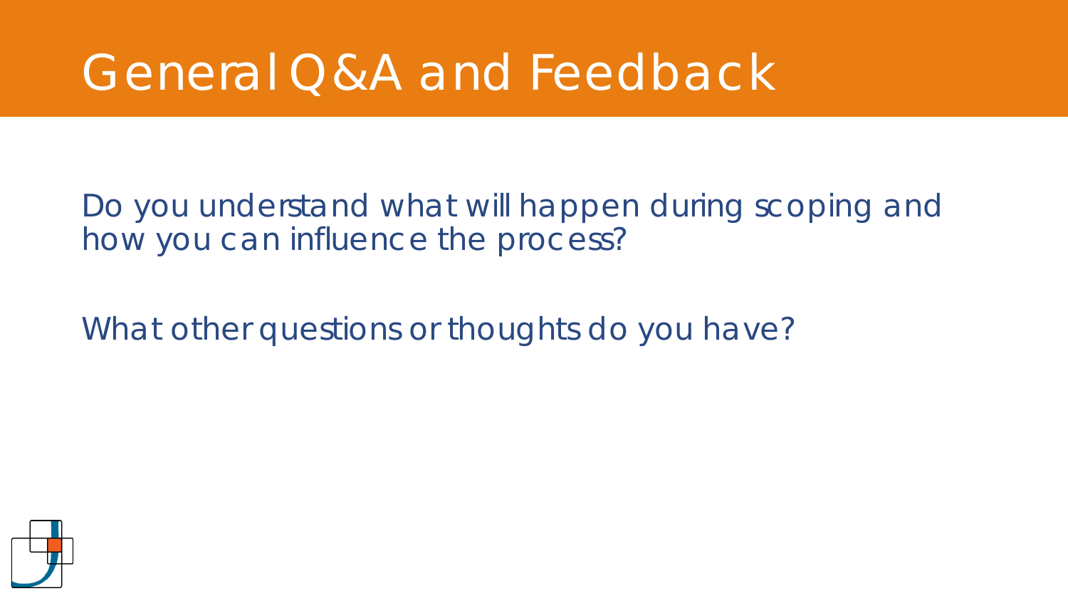# General Q&A and Feedback

Do you understand what will happen during scoping and how you can influence the process?

What other questions or thoughts do you have?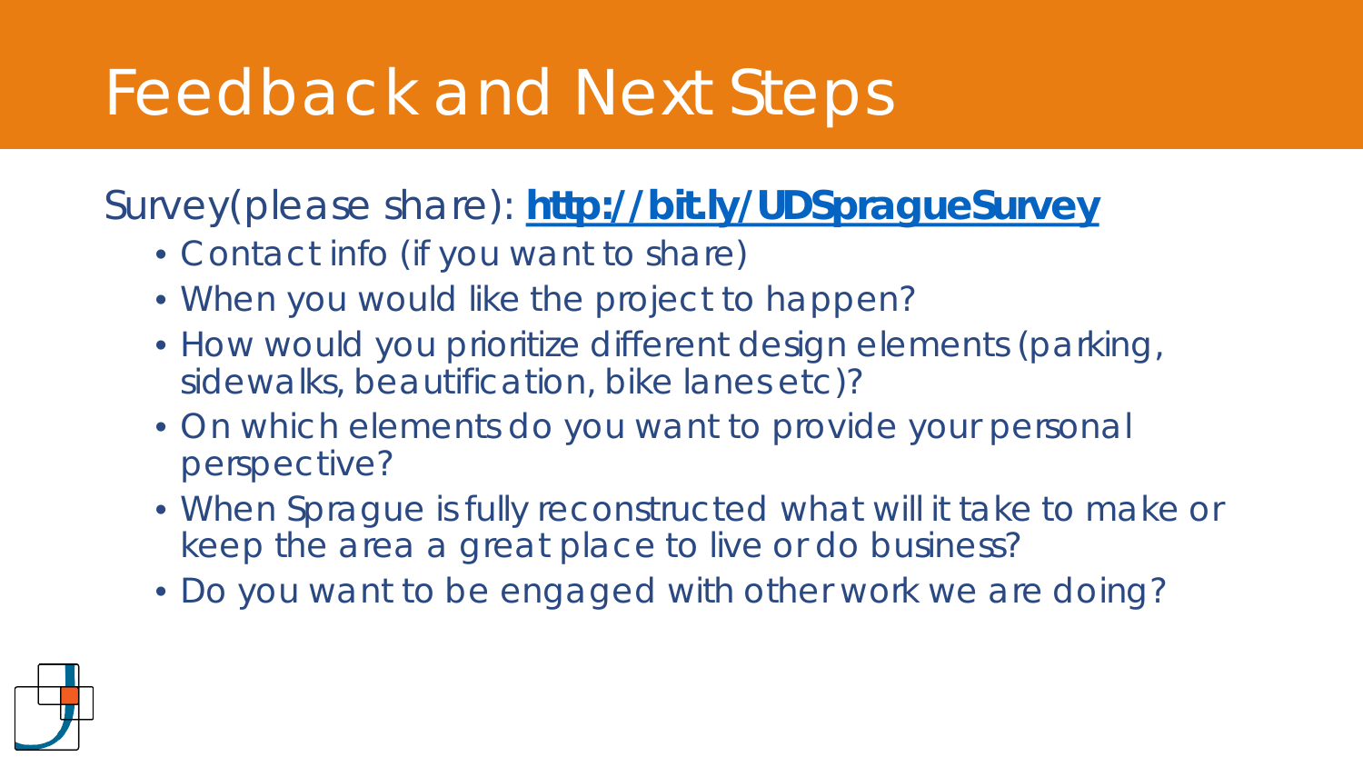# Feedback and Next Steps

Survey(please share): **[http://bit.ly/UDSpragueSurvey](http://bit.ly/UDSpragueSurvey)**

- Contact info (if you want to share)
- When you would like the project to happen?
- How would you prioritize different design elements (parking, sidewalks, beautification, bike lanes etc)?
- On which elements do you want to provide your personal perspective?
- When Sprague is fully reconstructed what will it take to make or keep the area a great place to live or do business?
- Do you want to be engaged with other work we are doing?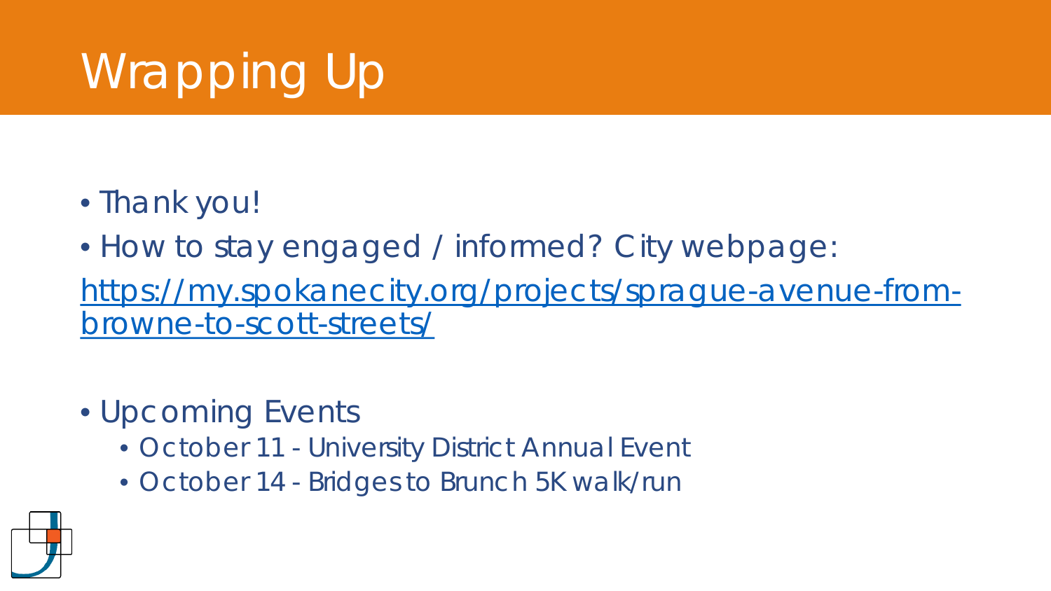# Wrapping Up

- Thank you!
- How to stay engaged / informed? City webpage:

[https://my.spokanecity.org/projects/sprague-avenue-from-browne-to-scott-streets/](https://my.spokanecity.org/projects/sprague-avenue-from-browne-to-scott-streets/)

- Upcoming Events
  - October 11 - University District Annual Event
  - October 14 - Bridges to Brunch 5K walk/run